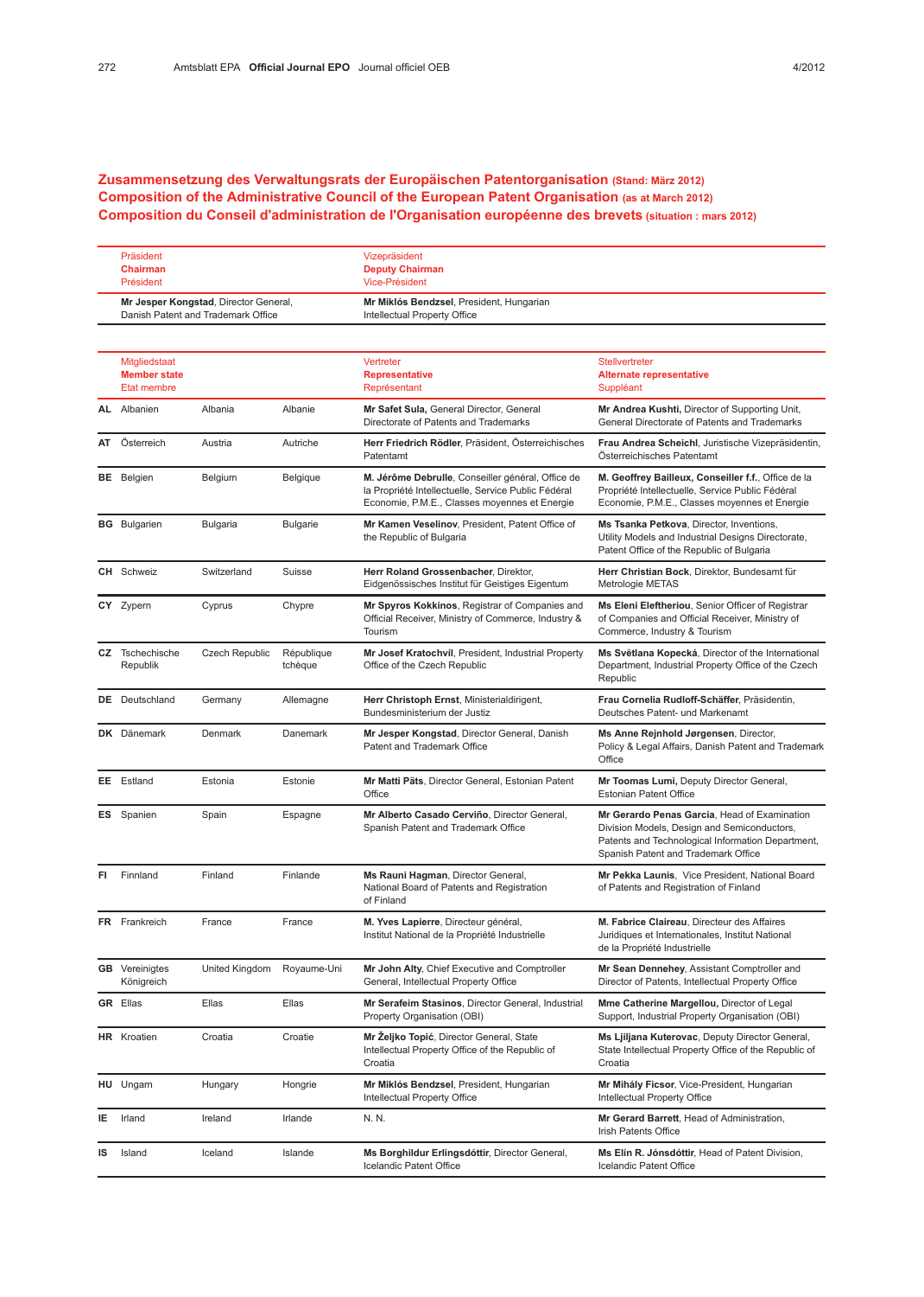# Zusammensetzung des Verwaltungsrats der Europäischen Patentorganisation (Stand: März 2012)
# Composition of the Administrative Council of the European Patent Organisation (as at March 2012)
# Composition du Conseil d'administration de l'Organisation européenne des brevets (situation : mars 2012)

| Präsident<br>**Chairman**<br>Président | Vizepräsident<br>**Deputy Chairman**<br>Vice-Président |
|---|---|
| **Mr Jesper Kongstad**, Director General, Danish Patent and Trademark Office | **Mr Miklós Bendzsel**, President, Hungarian Intellectual Property Office |

| | Mitgliedstaat<br>**Member state**<br>Etat membre | | | Vertreter<br>**Representative**<br>Représentant | Stellvertreter<br>**Alternate representative**<br>Suppléant |
|---|---|---|---|---|---|
| **AL** | Albanien | Albania | Albanie | **Mr Safet Sula**, General Director, General Directorate of Patents and Trademarks | **Mr Andrea Kushti**, Director of Supporting Unit, General Directorate of Patents and Trademarks |
| **AT** | Österreich | Austria | Autriche | **Herr Friedrich Rödler**, Präsident, Österreichisches Patentamt | **Frau Andrea Scheichl**, Juristische Vizepräsidentin, Österreichisches Patentamt |
| **BE** | Belgien | Belgium | Belgique | **M. Jérôme Debrulle**, Conseiller général, Office de la Propriété Intellectuelle, Service Public Fédéral Economie, P.M.E., Classes moyennes et Energie | **M. Geoffrey Bailleux, Conseiller f.f.**, Office de la Propriété Intellectuelle, Service Public Fédéral Economie, P.M.E., Classes moyennes et Energie |
| **BG** | Bulgarien | Bulgaria | Bulgarie | **Mr Kamen Veselinov**, President, Patent Office of the Republic of Bulgaria | **Ms Tsanka Petkova**, Director, Inventions, Utility Models and Industrial Designs Directorate, Patent Office of the Republic of Bulgaria |
| **CH** | Schweiz | Switzerland | Suisse | **Herr Roland Grossenbacher**, Direktor, Eidgenössisches Institut für Geistiges Eigentum | **Herr Christian Bock**, Direktor, Bundesamt für Metrologie METAS |
| **CY** | Zypern | Cyprus | Chypre | **Mr Spyros Kokkinos**, Registrar of Companies and Official Receiver, Ministry of Commerce, Industry & Tourism | **Ms Eleni Eleftheriou**, Senior Officer of Registrar of Companies and Official Receiver, Ministry of Commerce, Industry & Tourism |
| **CZ** | Tschechische Republik | Czech Republic | République tchèque | **Mr Josef Kratochvil**, President, Industrial Property Office of the Czech Republic | **Ms Světlana Kopecká**, Director of the International Department, Industrial Property Office of the Czech Republic |
| **DE** | Deutschland | Germany | Allemagne | **Herr Christoph Ernst**, Ministerialdirigent, Bundesministerium der Justiz | **Frau Cornelia Rudloff-Schäffer**, Präsidentin, Deutsches Patent- und Markenamt |
| **DK** | Dänemark | Denmark | Danemark | **Mr Jesper Kongstad**, Director General, Danish Patent and Trademark Office | **Ms Anne Rejnhold Jørgensen**, Director, Policy & Legal Affairs, Danish Patent and Trademark Office |
| **EE** | Estland | Estonia | Estonie | **Mr Matti Päts**, Director General, Estonian Patent Office | **Mr Toomas Lumi**, Deputy Director General, Estonian Patent Office |
| **ES** | Spanien | Spain | Espagne | **Mr Alberto Casado Cerviño**, Director General, Spanish Patent and Trademark Office | **Mr Gerardo Penas García**, Head of Examination Division Models, Design and Semiconductors, Patents and Technological Information Department, Spanish Patent and Trademark Office |
| **FI** | Finnland | Finland | Finlande | **Ms Rauni Hagman**, Director General, National Board of Patents and Registration of Finland | **Mr Pekka Launis**, Vice President, National Board of Patents and Registration of Finland |
| **FR** | Frankreich | France | France | **M. Yves Lapierre**, Directeur général, Institut National de la Propriété Industrielle | **M. Fabrice Claireau**, Directeur des Affaires Juridiques et Internationales, Institut National de la Propriété Industrielle |
| **GB** | Vereinigtes Königreich | United Kingdom | Royaume-Uni | **Mr John Alty**, Chief Executive and Comptroller General, Intellectual Property Office | **Mr Sean Dennehey**, Assistant Comptroller and Director of Patents, Intellectual Property Office |
| **GR** | Ellas | Ellas | Ellas | **Mr Serafeim Stasinos**, Director General, Industrial Property Organisation (OBI) | **Mme Catherine Margellou**, Director of Legal Support, Industrial Property Organisation (OBI) |
| **HR** | Kroatien | Croatia | Croatie | **Mr Željko Topić**, Director General, State Intellectual Property Office of the Republic of Croatia | **Ms Ljiljana Kuterovac**, Deputy Director General, State Intellectual Property Office of the Republic of Croatia |
| **HU** | Ungarn | Hungary | Hongrie | **Mr Miklós Bendzsel**, President, Hungarian Intellectual Property Office | **Mr Mihály Ficsor**, Vice-President, Hungarian Intellectual Property Office |
| **IE** | Irland | Ireland | Irlande | N. N. | **Mr Gerard Barrett**, Head of Administration, Irish Patents Office |
| **IS** | Island | Iceland | Islande | **Ms Borghildur Erlingsdóttir**, Director General, Icelandic Patent Office | **Ms Elín R. Jónsdóttir**, Head of Patent Division, Icelandic Patent Office |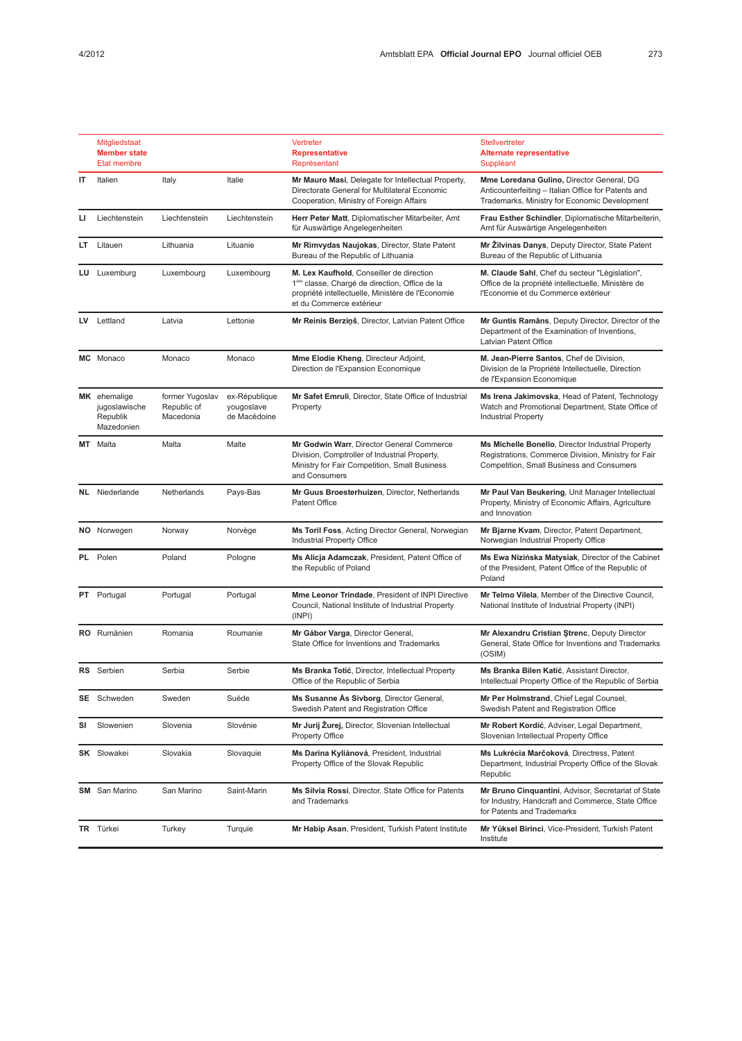| | Mitgliedstaat<br>**Member state**<br>Etat membre | | | Vertreter<br>**Representative**<br>Représentant | Stellvertreter<br>**Alternate representative**<br>Suppléant |
|---|---|---|---|---|---|
| **IT** | Italien | Italy | Italie | **Mr Mauro Masi**, Delegate for Intellectual Property, Directorate General for Multilateral Economic Cooperation, Ministry of Foreign Affairs | **Mme Loredana Gulino**, Director General, DG Anticounterfeiting – Italian Office for Patents and Trademarks, Ministry for Economic Development |
| **LI** | Liechtenstein | Liechtenstein | Liechtenstein | **Herr Peter Matt**, Diplomatischer Mitarbeiter, Amt für Auswärtige Angelegenheiten | **Frau Esther Schindler**, Diplomatische Mitarbeiterin, Amt für Auswärtige Angelegenheiten |
| **LT** | Litauen | Lithuania | Lituanie | **Mr Rimvydas Naujokas**, Director, State Patent Bureau of the Republic of Lithuania | **Mr Žilvinas Danys**, Deputy Director, State Patent Bureau of the Republic of Lithuania |
| **LU** | Luxemburg | Luxembourg | Luxembourg | **M. Lex Kaufhold**, Conseiller de direction 1ère classe, Chargé de direction, Office de la propriété intellectuelle, Ministère de l'Economie et du Commerce extérieur | **M. Claude Sahl**, Chef du secteur "Législation", Office de la propriété intellectuelle, Ministère de l'Economie et du Commerce extérieur |
| **LV** | Lettland | Latvia | Lettonie | **Mr Reinis Berziņš**, Director, Latvian Patent Office | **Mr Guntis Ramāns**, Deputy Director, Director of the Department of the Examination of Inventions, Latvian Patent Office |
| **MC** | Monaco | Monaco | Monaco | **Mme Elodie Kheng**, Directeur Adjoint, Direction de l'Expansion Economique | **M. Jean-Pierre Santos**, Chef de Division, Division de la Propriété Intellectuelle, Direction de l'Expansion Economique |
| **MK** | ehemalige jugoslawische Republik Mazedonien | former Yugoslav Republic of Macedonia | ex-République yougoslave de Macédoine | **Mr Safet Emruli**, Director, State Office of Industrial Property | **Ms Irena Jakimovska**, Head of Patent, Technology Watch and Promotional Department, State Office of Industrial Property |
| **MT** | Malta | Malta | Malte | **Mr Godwin Warr**, Director General Commerce Division, Comptroller of Industrial Property, Ministry for Fair Competition, Small Business and Consumers | **Ms Michelle Bonello**, Director Industrial Property Registrations, Commerce Division, Ministry for Fair Competition, Small Business and Consumers |
| **NL** | Niederlande | Netherlands | Pays-Bas | **Mr Guus Broesterhuizen**, Director, Netherlands Patent Office | **Mr Paul Van Beukering**, Unit Manager Intellectual Property, Ministry of Economic Affairs, Agriculture and Innovation |
| **NO** | Norwegen | Norway | Norvège | **Ms Toril Foss**, Acting Director General, Norwegian Industrial Property Office | **Mr Bjarne Kvam**, Director, Patent Department, Norwegian Industrial Property Office |
| **PL** | Polen | Poland | Pologne | **Ms Alicja Adamczak**, President, Patent Office of the Republic of Poland | **Ms Ewa Nizińska Matysiak**, Director of the Cabinet of the President, Patent Office of the Republic of Poland |
| **PT** | Portugal | Portugal | Portugal | **Mme Leonor Trindade**, President of INPI Directive Council, National Institute of Industrial Property (INPI) | **Mr Telmo Vilela**, Member of the Directive Council, National Institute of Industrial Property (INPI) |
| **RO** | Rumänien | Romania | Roumanie | **Mr Gábor Varga**, Director General, State Office for Inventions and Trademarks | **Mr Alexandru Cristian Ştrenc**, Deputy Director General, State Office for Inventions and Trademarks (OSIM) |
| **RS** | Serbien | Serbia | Serbie | **Ms Branka Totić**, Director, Intellectual Property Office of the Republic of Serbia | **Ms Branka Bilen Katić**, Assistant Director, Intellectual Property Office of the Republic of Serbia |
| **SE** | Schweden | Sweden | Suède | **Ms Susanne Ås Sivborg**, Director General, Swedish Patent and Registration Office | **Mr Per Holmstrand**, Chief Legal Counsel, Swedish Patent and Registration Office |
| **SI** | Slowenien | Slovenia | Slovénie | **Mr Jurij Žurej**, Director, Slovenian Intellectual Property Office | **Mr Robert Kordić**, Adviser, Legal Department, Slovenian Intellectual Property Office |
| **SK** | Slowakei | Slovakia | Slovaquie | **Ms Darina Kyliánová**, President, Industrial Property Office of the Slovak Republic | **Ms Lukrécia Marčoková**, Directress, Patent Department, Industrial Property Office of the Slovak Republic |
| **SM** | San Marino | San Marino | Saint-Marin | **Ms Silvia Rossi**, Director, State Office for Patents and Trademarks | **Mr Bruno Cinquantini**, Advisor, Secretariat of State for Industry, Handcraft and Commerce, State Office for Patents and Trademarks |
| **TR** | Türkei | Turkey | Turquie | **Mr Habip Asan**, President, Turkish Patent Institute | **Mr Yüksel Birinci**, Vice-President, Turkish Patent Institute |